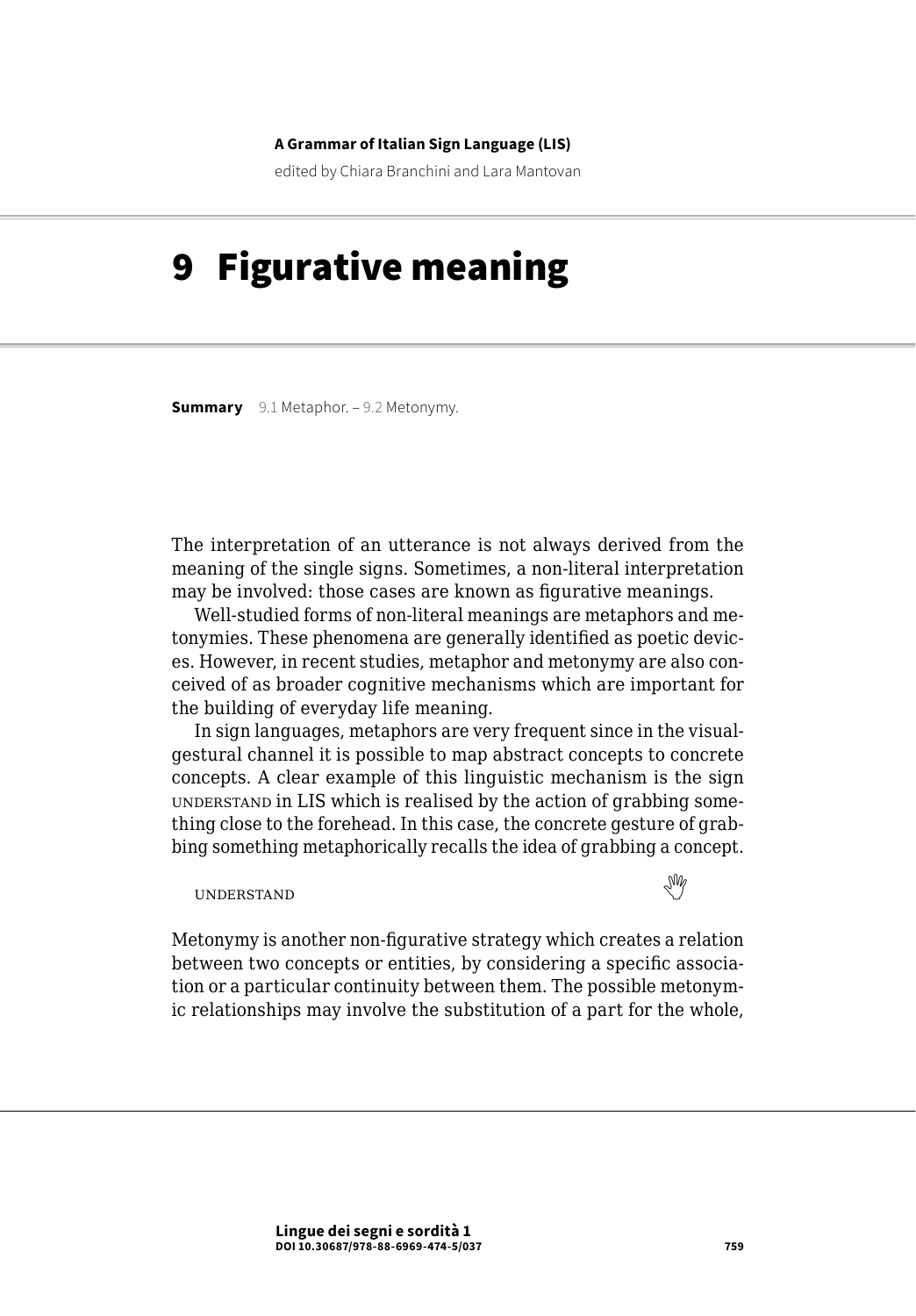**A Grammar of Italian Sign Language (LIS)**

edited by Chiara Branchini and Lara Mantovan

# 9 Figurative meaning

**Summary** 9.1 Metaphor. – 9.2 Metonymy.

The interpretation of an utterance is not always derived from the meaning of the single signs. Sometimes, a non-literal interpretation may be involved: those cases are known as figurative meanings.

Well-studied forms of non-literal meanings are metaphors and metonymies. These phenomena are generally identified as poetic devices. However, in recent studies, metaphor and metonymy are also conceived of as broader cognitive mechanisms which are important for the building of everyday life meaning.

In sign languages, metaphors are very frequent since in the visual-gestural channel it is possible to map abstract concepts to concrete concepts. A clear example of this linguistic mechanism is the sign UNDERSTAND in LIS which is realised by the action of grabbing something close to the forehead. In this case, the concrete gesture of grabbing something metaphorically recalls the idea of grabbing a concept.

UNDERSTAND

Metonymy is another non-figurative strategy which creates a relation between two concepts or entities, by considering a specific association or a particular continuity between them. The possible metonymic relationships may involve the substitution of a part for the whole,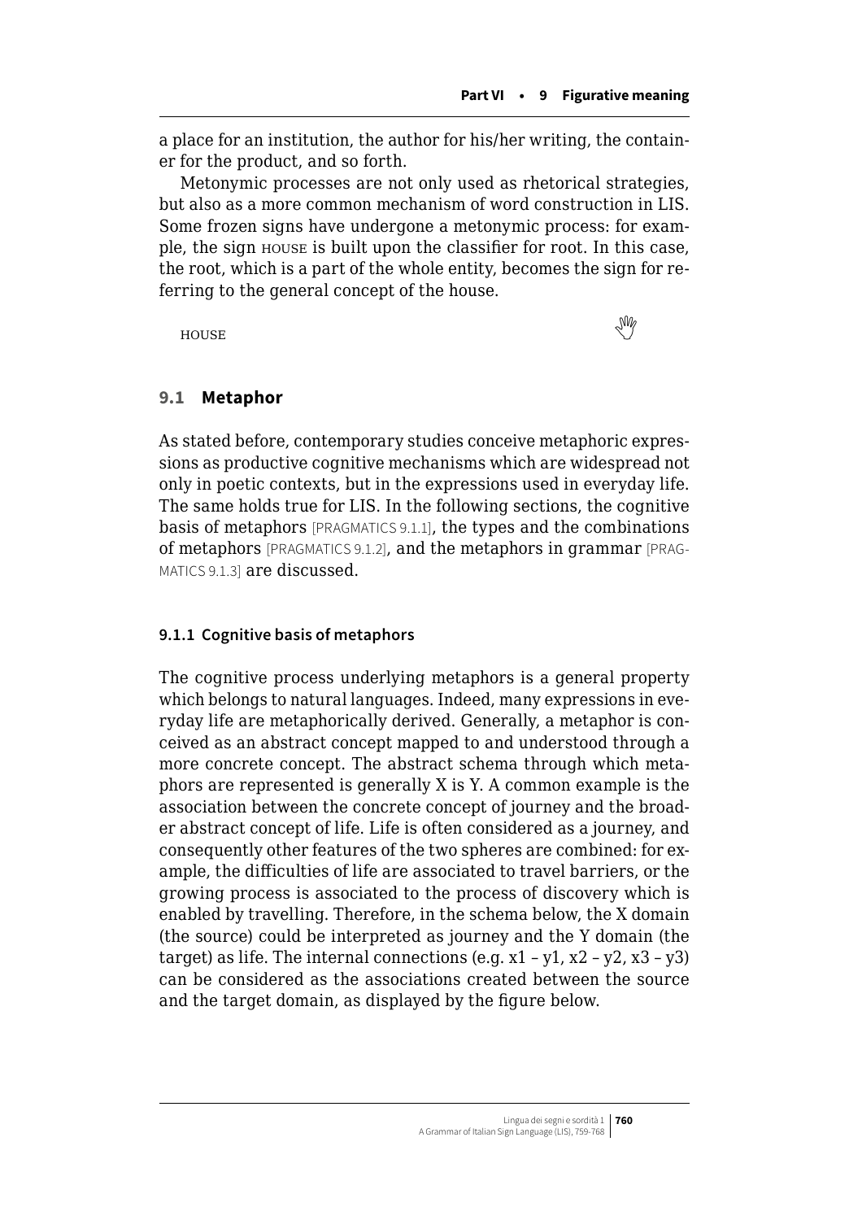a place for an institution, the author for his/her writing, the container for the product, and so forth.

Metonymic processes are not only used as rhetorical strategies, but also as a more common mechanism of word construction in LIS. Some frozen signs have undergone a metonymic process: for example, the sign HOUSE is built upon the classifier for root. In this case, the root, which is a part of the whole entity, becomes the sign for referring to the general concept of the house.

HOUSE

## 9.1 Metaphor

As stated before, contemporary studies conceive metaphoric expressions as productive cognitive mechanisms which are widespread not only in poetic contexts, but in the expressions used in everyday life. The same holds true for LIS. In the following sections, the cognitive basis of metaphors [PRAGMATICS 9.1.1], the types and the combinations of metaphors [PRAGMATICS 9.1.2], and the metaphors in grammar [PRAGMATICS 9.1.3] are discussed.

### 9.1.1 Cognitive basis of metaphors

The cognitive process underlying metaphors is a general property which belongs to natural languages. Indeed, many expressions in everyday life are metaphorically derived. Generally, a metaphor is conceived as an abstract concept mapped to and understood through a more concrete concept. The abstract schema through which metaphors are represented is generally X is Y. A common example is the association between the concrete concept of journey and the broader abstract concept of life. Life is often considered as a journey, and consequently other features of the two spheres are combined: for example, the difficulties of life are associated to travel barriers, or the growing process is associated to the process of discovery which is enabled by travelling. Therefore, in the schema below, the X domain (the source) could be interpreted as journey and the Y domain (the target) as life. The internal connections (e.g. x1 – y1, x2 – y2, x3 – y3) can be considered as the associations created between the source and the target domain, as displayed by the figure below.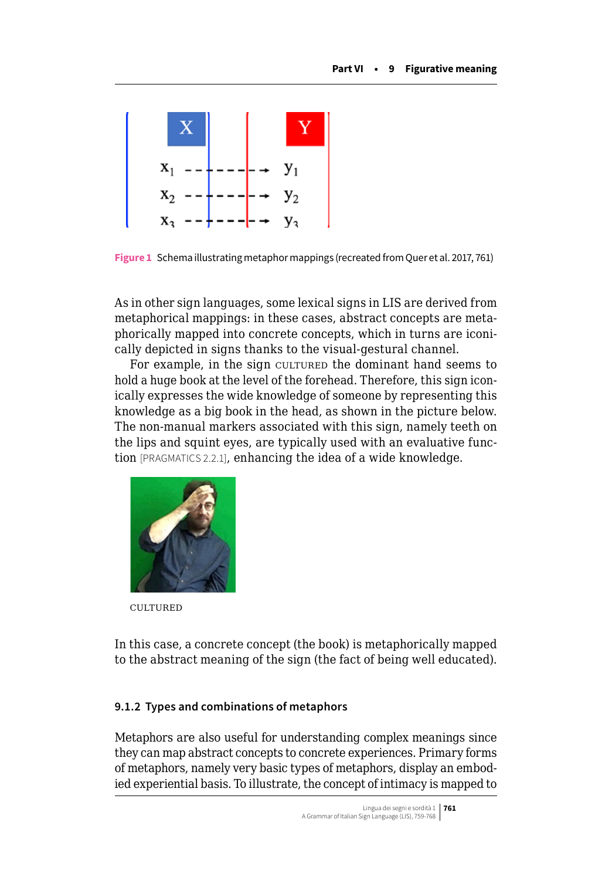**Figure 1** Schema illustrating metaphor mappings (recreated from Quer et al. 2017, 761)

As in other sign languages, some lexical signs in LIS are derived from metaphorical mappings: in these cases, abstract concepts are metaphorically mapped into concrete concepts, which in turns are iconically depicted in signs thanks to the visual-gestural channel.

For example, in the sign CULTURED the dominant hand seems to hold a huge book at the level of the forehead. Therefore, this sign iconically expresses the wide knowledge of someone by representing this knowledge as a big book in the head, as shown in the picture below. The non-manual markers associated with this sign, namely teeth on the lips and squint eyes, are typically used with an evaluative function [PRAGMATICS 2.2.1], enhancing the idea of a wide knowledge.

CULTURED

In this case, a concrete concept (the book) is metaphorically mapped to the abstract meaning of the sign (the fact of being well educated).

### 9.1.2 Types and combinations of metaphors

Metaphors are also useful for understanding complex meanings since they can map abstract concepts to concrete experiences. Primary forms of metaphors, namely very basic types of metaphors, display an embodied experiential basis. To illustrate, the concept of intimacy is mapped to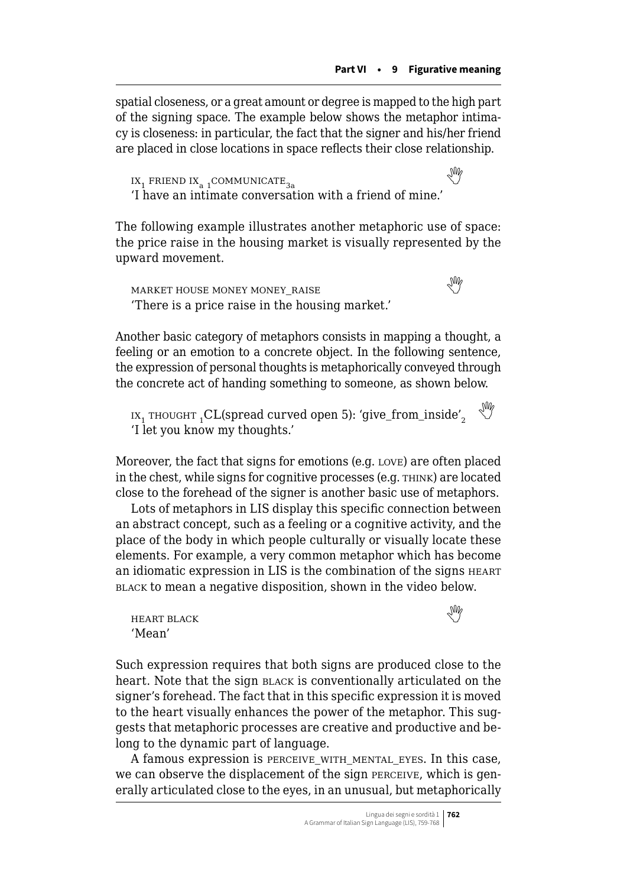spatial closeness, or a great amount or degree is mapped to the high part of the signing space. The example below shows the metaphor intimacy is closeness: in particular, the fact that the signer and his/her friend are placed in close locations in space reflects their close relationship.

> $\text{IX}_1$ FRIEND $\text{IX}_a$ $_1\text{COMMUNICATE}_{3a}$
> 'I have an intimate conversation with a friend of mine.'

The following example illustrates another metaphoric use of space: the price raise in the housing market is visually represented by the upward movement.

> MARKET HOUSE MONEY MONEY_RAISE
> 'There is a price raise in the housing market.'

Another basic category of metaphors consists in mapping a thought, a feeling or an emotion to a concrete object. In the following sentence, the expression of personal thoughts is metaphorically conveyed through the concrete act of handing something to someone, as shown below.

> $\text{IX}_1$ THOUGHT $_1$CL(spread curved open 5): 'give_from_inside'$_2$
> 'I let you know my thoughts.'

Moreover, the fact that signs for emotions (e.g. LOVE) are often placed in the chest, while signs for cognitive processes (e.g. THINK) are located close to the forehead of the signer is another basic use of metaphors.

Lots of metaphors in LIS display this specific connection between an abstract concept, such as a feeling or a cognitive activity, and the place of the body in which people culturally or visually locate these elements. For example, a very common metaphor which has become an idiomatic expression in LIS is the combination of the signs HEART BLACK to mean a negative disposition, shown in the video below.

> HEART BLACK
> 'Mean'

Such expression requires that both signs are produced close to the heart. Note that the sign BLACK is conventionally articulated on the signer's forehead. The fact that in this specific expression it is moved to the heart visually enhances the power of the metaphor. This suggests that metaphoric processes are creative and productive and belong to the dynamic part of language.

A famous expression is PERCEIVE_WITH_MENTAL_EYES. In this case, we can observe the displacement of the sign PERCEIVE, which is generally articulated close to the eyes, in an unusual, but metaphorically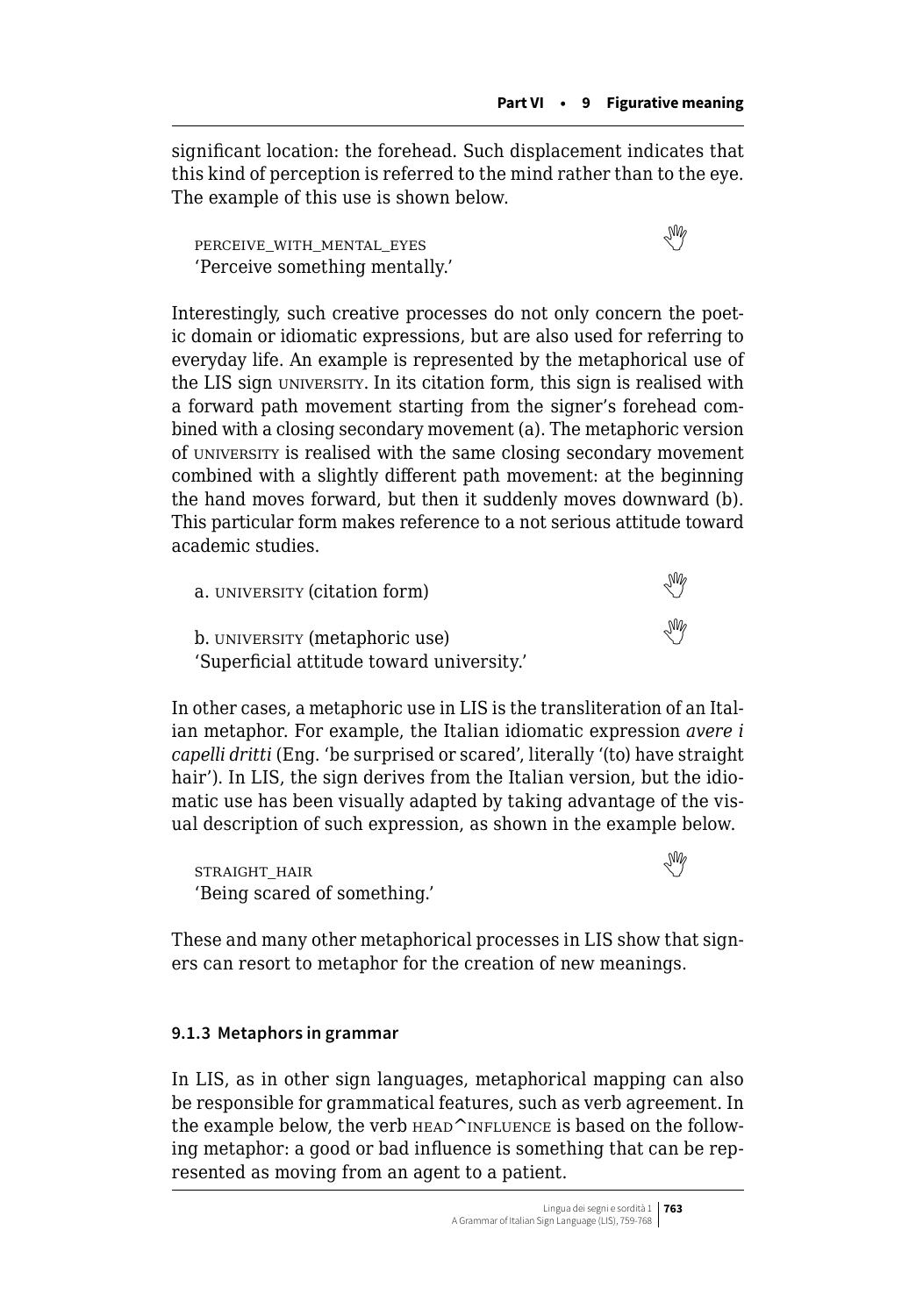significant location: the forehead. Such displacement indicates that this kind of perception is referred to the mind rather than to the eye. The example of this use is shown below.

PERCEIVE_WITH_MENTAL_EYES
'Perceive something mentally.'

Interestingly, such creative processes do not only concern the poetic domain or idiomatic expressions, but are also used for referring to everyday life. An example is represented by the metaphorical use of the LIS sign UNIVERSITY. In its citation form, this sign is realised with a forward path movement starting from the signer's forehead combined with a closing secondary movement (a). The metaphoric version of UNIVERSITY is realised with the same closing secondary movement combined with a slightly different path movement: at the beginning the hand moves forward, but then it suddenly moves downward (b). This particular form makes reference to a not serious attitude toward academic studies.

a. UNIVERSITY (citation form)

b. UNIVERSITY (metaphoric use)
'Superficial attitude toward university.'

In other cases, a metaphoric use in LIS is the transliteration of an Italian metaphor. For example, the Italian idiomatic expression *avere i capelli dritti* (Eng. 'be surprised or scared', literally '(to) have straight hair'). In LIS, the sign derives from the Italian version, but the idiomatic use has been visually adapted by taking advantage of the visual description of such expression, as shown in the example below.

STRAIGHT_HAIR
'Being scared of something.'

These and many other metaphorical processes in LIS show that signers can resort to metaphor for the creation of new meanings.

### 9.1.3 Metaphors in grammar

In LIS, as in other sign languages, metaphorical mapping can also be responsible for grammatical features, such as verb agreement. In the example below, the verb HEAD^INFLUENCE is based on the following metaphor: a good or bad influence is something that can be represented as moving from an agent to a patient.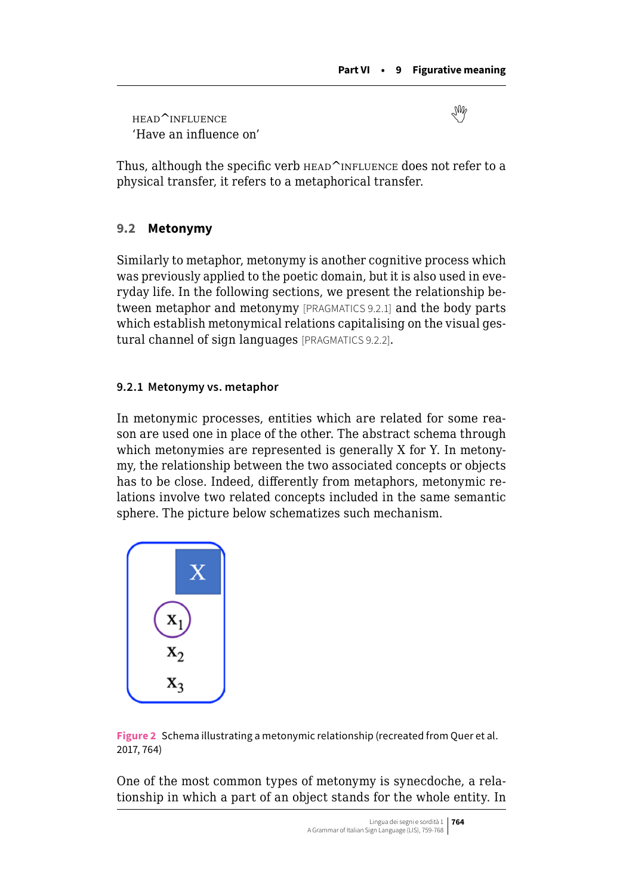HEAD^INFLUENCE
'Have an influence on'

Thus, although the specific verb HEAD^INFLUENCE does not refer to a physical transfer, it refers to a metaphorical transfer.

## 9.2 Metonymy

Similarly to metaphor, metonymy is another cognitive process which was previously applied to the poetic domain, but it is also used in everyday life. In the following sections, we present the relationship between metaphor and metonymy [PRAGMATICS 9.2.1] and the body parts which establish metonymical relations capitalising on the visual gestural channel of sign languages [PRAGMATICS 9.2.2].

### 9.2.1 Metonymy vs. metaphor

In metonymic processes, entities which are related for some reason are used one in place of the other. The abstract schema through which metonymies are represented is generally X for Y. In metonymy, the relationship between the two associated concepts or objects has to be close. Indeed, differently from metaphors, metonymic relations involve two related concepts included in the same semantic sphere. The picture below schematizes such mechanism.

X

$x_1$

$x_2$

$x_3$

**Figure 2** Schema illustrating a metonymic relationship (recreated from Quer et al. 2017, 764)

One of the most common types of metonymy is synecdoche, a relationship in which a part of an object stands for the whole entity. In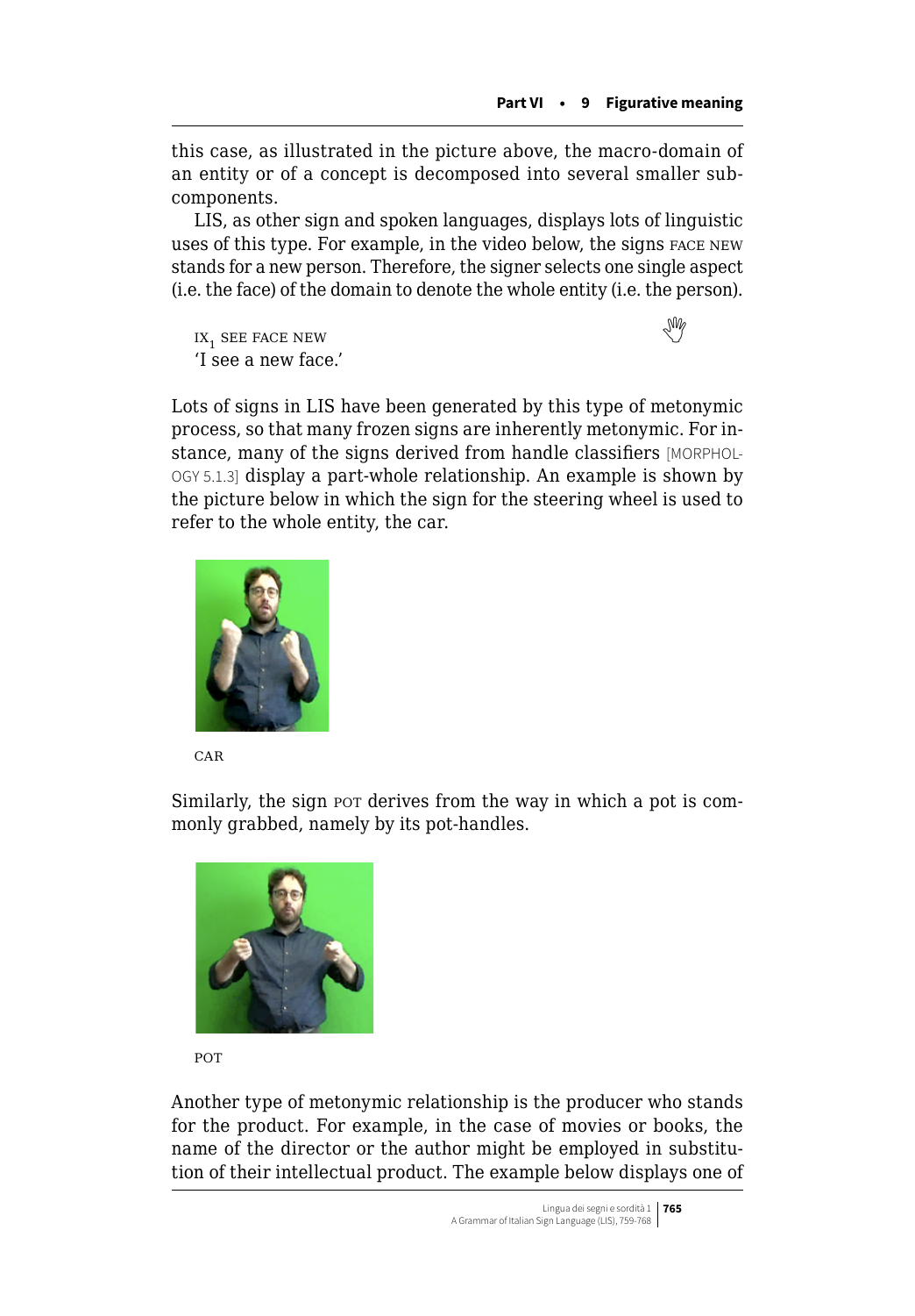this case, as illustrated in the picture above, the macro-domain of an entity or of a concept is decomposed into several smaller sub-components.

LIS, as other sign and spoken languages, displays lots of linguistic uses of this type. For example, in the video below, the signs FACE NEW stands for a new person. Therefore, the signer selects one single aspect (i.e. the face) of the domain to denote the whole entity (i.e. the person).

> $\text{IX}_1$ SEE FACE NEW
> 'I see a new face.'

Lots of signs in LIS have been generated by this type of metonymic process, so that many frozen signs are inherently metonymic. For instance, many of the signs derived from handle classifiers [MORPHOLOGY 5.1.3] display a part-whole relationship. An example is shown by the picture below in which the sign for the steering wheel is used to refer to the whole entity, the car.

CAR

Similarly, the sign POT derives from the way in which a pot is commonly grabbed, namely by its pot-handles.

POT

Another type of metonymic relationship is the producer who stands for the product. For example, in the case of movies or books, the name of the director or the author might be employed in substitution of their intellectual product. The example below displays one of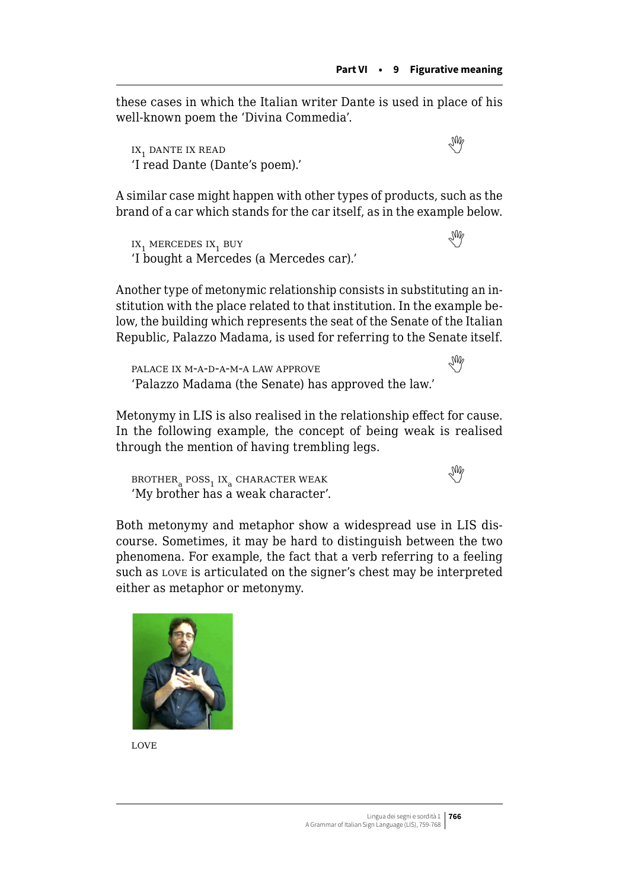these cases in which the Italian writer Dante is used in place of his well-known poem the 'Divina Commedia'.

IX$_1$ DANTE IX READ
'I read Dante (Dante's poem).'

A similar case might happen with other types of products, such as the brand of a car which stands for the car itself, as in the example below.

IX$_1$ MERCEDES IX$_1$ BUY
'I bought a Mercedes (a Mercedes car).'

Another type of metonymic relationship consists in substituting an institution with the place related to that institution. In the example below, the building which represents the seat of the Senate of the Italian Republic, Palazzo Madama, is used for referring to the Senate itself.

PALACE IX M-A-D-A-M-A LAW APPROVE
'Palazzo Madama (the Senate) has approved the law.'

Metonymy in LIS is also realised in the relationship effect for cause. In the following example, the concept of being weak is realised through the mention of having trembling legs.

BROTHER$_a$ POSS$_1$ IX$_a$ CHARACTER WEAK
'My brother has a weak character'.

Both metonymy and metaphor show a widespread use in LIS discourse. Sometimes, it may be hard to distinguish between the two phenomena. For example, the fact that a verb referring to a feeling such as LOVE is articulated on the signer's chest may be interpreted either as metaphor or metonymy.

LOVE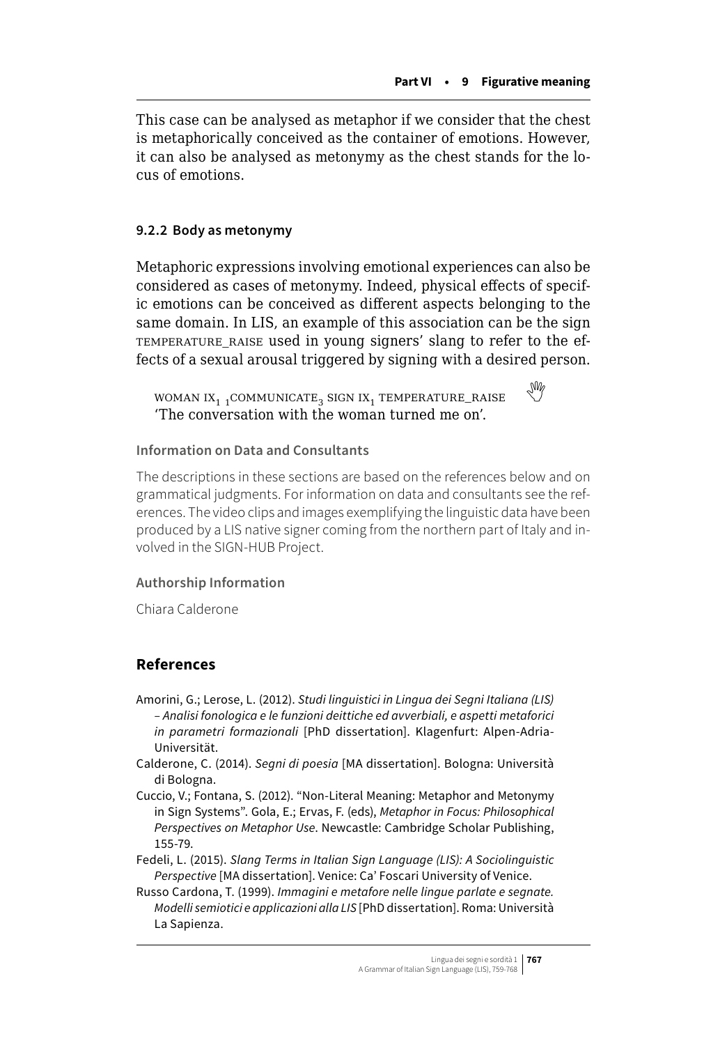This case can be analysed as metaphor if we consider that the chest is metaphorically conceived as the container of emotions. However, it can also be analysed as metonymy as the chest stands for the locus of emotions.

### 9.2.2 Body as metonymy

Metaphoric expressions involving emotional experiences can also be considered as cases of metonymy. Indeed, physical effects of specific emotions can be conceived as different aspects belonging to the same domain. In LIS, an example of this association can be the sign TEMPERATURE_RAISE used in young signers' slang to refer to the effects of a sexual arousal triggered by signing with a desired person.

WOMAN $\text{IX}_1$ $_1\text{COMMUNICATE}_3$ SIGN $\text{IX}_1$ TEMPERATURE_RAISE
'The conversation with the woman turned me on'.

**Information on Data and Consultants**

The descriptions in these sections are based on the references below and on grammatical judgments. For information on data and consultants see the references. The video clips and images exemplifying the linguistic data have been produced by a LIS native signer coming from the northern part of Italy and involved in the SIGN-HUB Project.

**Authorship Information**

Chiara Calderone

## References

Amorini, G.; Lerose, L. (2012). *Studi linguistici in Lingua dei Segni Italiana (LIS) – Analisi fonologica e le funzioni deittiche ed avverbiali, e aspetti metaforici in parametri formazionali* [PhD dissertation]. Klagenfurt: Alpen-Adria-Universität.

Calderone, C. (2014). *Segni di poesia* [MA dissertation]. Bologna: Università di Bologna.

Cuccio, V.; Fontana, S. (2012). "Non-Literal Meaning: Metaphor and Metonymy in Sign Systems". Gola, E.; Ervas, F. (eds), *Metaphor in Focus: Philosophical Perspectives on Metaphor Use*. Newcastle: Cambridge Scholar Publishing, 155-79.

Fedeli, L. (2015). *Slang Terms in Italian Sign Language (LIS): A Sociolinguistic Perspective* [MA dissertation]. Venice: Ca' Foscari University of Venice.

Russo Cardona, T. (1999). *Immagini e metafore nelle lingue parlate e segnate. Modelli semiotici e applicazioni alla LIS* [PhD dissertation]. Roma: Università La Sapienza.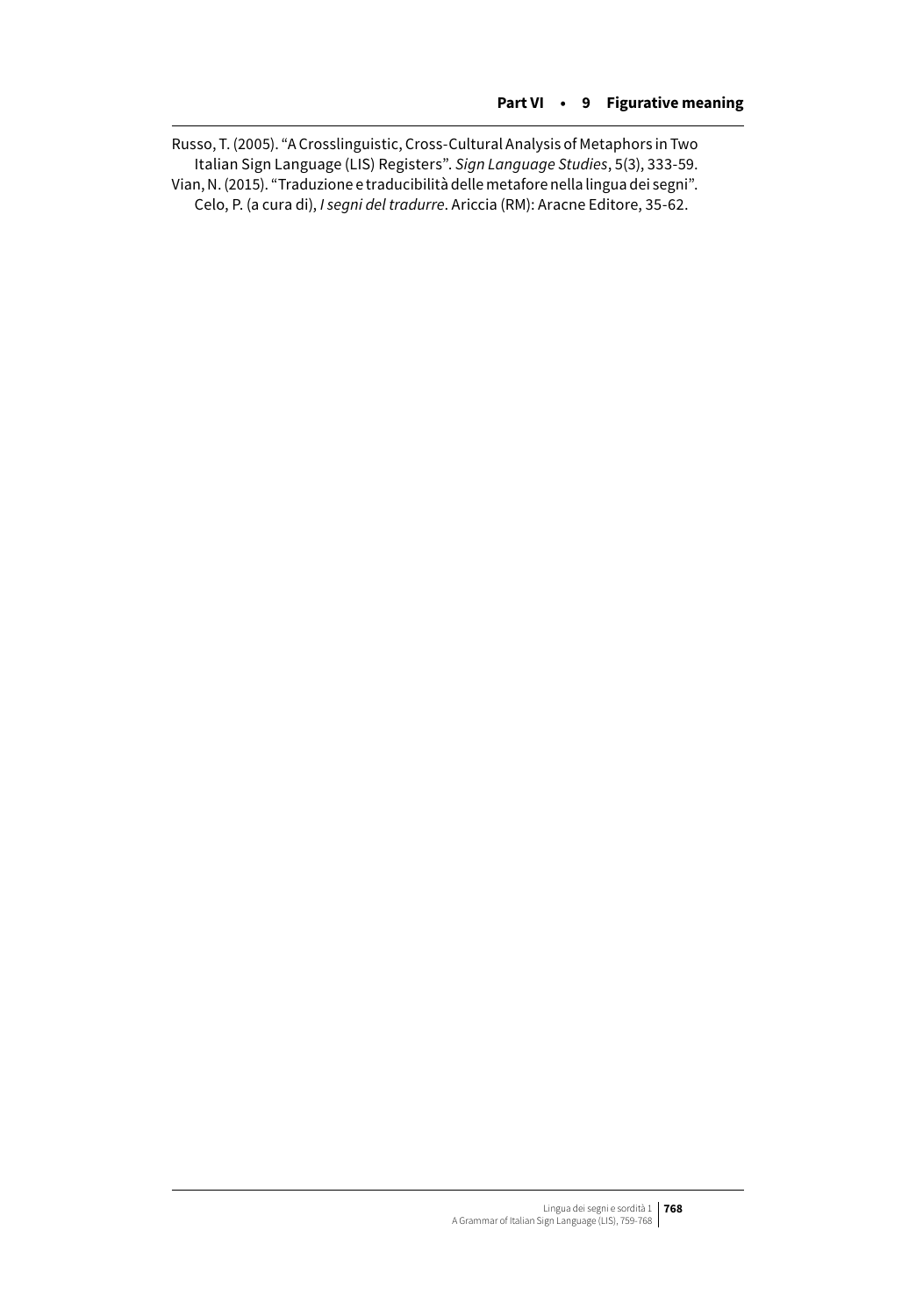Russo, T. (2005). "A Crosslinguistic, Cross-Cultural Analysis of Metaphors in Two Italian Sign Language (LIS) Registers". *Sign Language Studies*, 5(3), 333-59.

Vian, N. (2015). "Traduzione e traducibilità delle metafore nella lingua dei segni". Celo, P. (a cura di), *I segni del tradurre*. Ariccia (RM): Aracne Editore, 35-62.